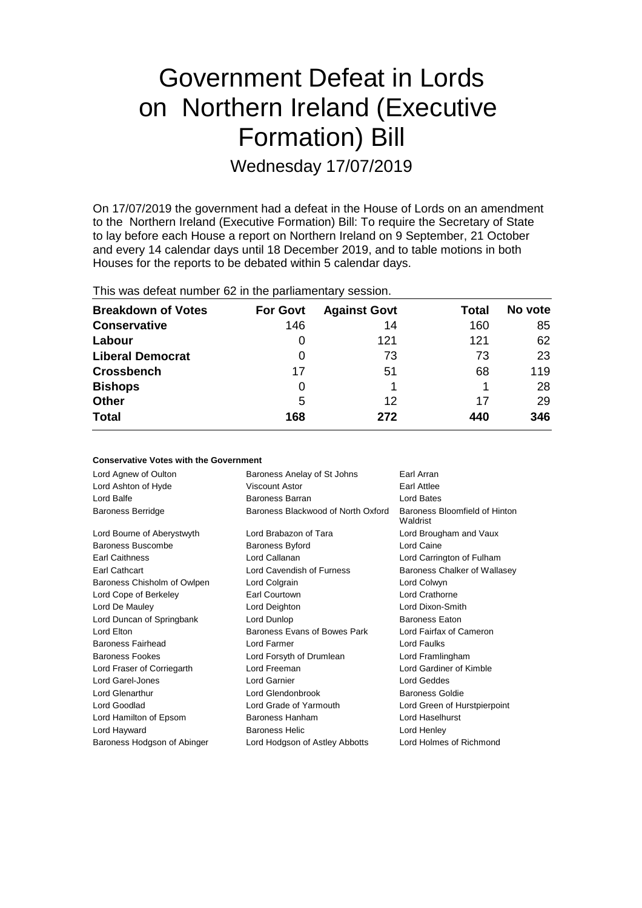# Government Defeat in Lords on Northern Ireland (Executive Formation) Bill

## Wednesday 17/07/2019

On 17/07/2019 the government had a defeat in the House of Lords on an amendment to the Northern Ireland (Executive Formation) Bill: To require the Secretary of State to lay before each House a report on Northern Ireland on 9 September, 21 October and every 14 calendar days until 18 December 2019, and to table motions in both Houses for the reports to be debated within 5 calendar days.

This was defeat number 62 in the parliamentary session.

| Breakdown of Votes | For Govt | Against Govt | Total | No vote |
|---|---|---|---|---|
| **Conservative** | 146 | 14 | 160 | 85 |
| **Labour** | 0 | 121 | 121 | 62 |
| **Liberal Democrat** | 0 | 73 | 73 | 23 |
| **Crossbench** | 17 | 51 | 68 | 119 |
| **Bishops** | 0 | 1 | 1 | 28 |
| **Other** | 5 | 12 | 17 | 29 |
| **Total** | **168** | **272** | **440** | **346** |

### Conservative Votes with the Government

| | | |
|---|---|---|
| Lord Agnew of Oulton | Baroness Anelay of St Johns | Earl Arran |
| Lord Ashton of Hyde | Viscount Astor | Earl Attlee |
| Lord Balfe | Baroness Barran | Lord Bates |
| Baroness Berridge | Baroness Blackwood of North Oxford | Baroness Bloomfield of Hinton Waldrist |
| Lord Bourne of Aberystwyth | Lord Brabazon of Tara | Lord Brougham and Vaux |
| Baroness Buscombe | Baroness Byford | Lord Caine |
| Earl Caithness | Lord Callanan | Lord Carrington of Fulham |
| Earl Cathcart | Lord Cavendish of Furness | Baroness Chalker of Wallasey |
| Baroness Chisholm of Owlpen | Lord Colgrain | Lord Colwyn |
| Lord Cope of Berkeley | Earl Courtown | Lord Crathorne |
| Lord De Mauley | Lord Deighton | Lord Dixon-Smith |
| Lord Duncan of Springbank | Lord Dunlop | Baroness Eaton |
| Lord Elton | Baroness Evans of Bowes Park | Lord Fairfax of Cameron |
| Baroness Fairhead | Lord Farmer | Lord Faulks |
| Baroness Fookes | Lord Forsyth of Drumlean | Lord Framlingham |
| Lord Fraser of Corriegarth | Lord Freeman | Lord Gardiner of Kimble |
| Lord Garel-Jones | Lord Garnier | Lord Geddes |
| Lord Glenarthur | Lord Glendonbrook | Baroness Goldie |
| Lord Goodlad | Lord Grade of Yarmouth | Lord Green of Hurstpierpoint |
| Lord Hamilton of Epsom | Baroness Hanham | Lord Haselhurst |
| Lord Hayward | Baroness Helic | Lord Henley |
| Baroness Hodgson of Abinger | Lord Hodgson of Astley Abbotts | Lord Holmes of Richmond |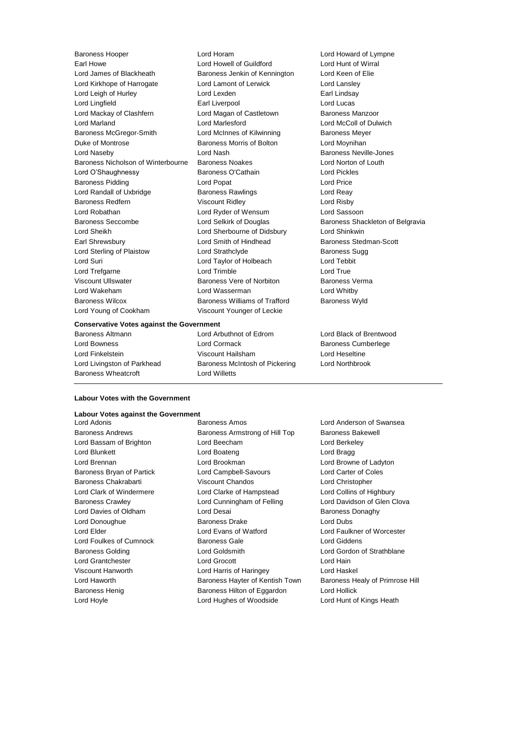Baroness Hooper, Lord Horam, Lord Howard of Lympne, Earl Howe, Lord Howell of Guildford, Lord Hunt of Wirral, Lord James of Blackheath, Baroness Jenkin of Kennington, Lord Keen of Elie, Lord Kirkhope of Harrogate, Lord Lamont of Lerwick, Lord Lansley, Lord Leigh of Hurley, Lord Lexden, Earl Lindsay, Lord Lingfield, Earl Liverpool, Lord Lucas, Lord Mackay of Clashfern, Lord Magan of Castletown, Baroness Manzoor, Lord Marland, Lord Marlesford, Lord McColl of Dulwich, Baroness McGregor-Smith, Lord McInnes of Kilwinning, Baroness Meyer, Duke of Montrose, Baroness Morris of Bolton, Lord Moynihan, Lord Naseby, Lord Nash, Baroness Neville-Jones, Baroness Nicholson of Winterbourne, Baroness Noakes, Lord Norton of Louth, Lord O'Shaughnessy, Baroness O'Cathain, Lord Pickles, Baroness Pidding, Lord Popat, Lord Price, Lord Randall of Uxbridge, Baroness Rawlings, Lord Reay, Baroness Redfern, Viscount Ridley, Lord Risby, Lord Robathan, Lord Ryder of Wensum, Lord Sassoon, Baroness Seccombe, Lord Selkirk of Douglas, Baroness Shackleton of Belgravia, Lord Sheikh, Lord Sherbourne of Didsbury, Lord Shinkwin, Earl Shrewsbury, Lord Smith of Hindhead, Baroness Stedman-Scott, Lord Sterling of Plaistow, Lord Strathclyde, Baroness Sugg, Lord Suri, Lord Taylor of Holbeach, Lord Tebbit, Lord Trefgarne, Lord Trimble, Lord True, Viscount Ullswater, Baroness Vere of Norbiton, Baroness Verma, Lord Wakeham, Lord Wasserman, Lord Whitby, Baroness Wilcox, Baroness Williams of Trafford, Baroness Wyld, Lord Young of Cookham, Viscount Younger of Leckie

**Conservative Votes against the Government**

Baroness Altmann, Lord Arbuthnot of Edrom, Lord Black of Brentwood, Lord Bowness, Lord Cormack, Baroness Cumberlege, Lord Finkelstein, Viscount Hailsham, Lord Heseltine, Lord Livingston of Parkhead, Baroness McIntosh of Pickering, Lord Northbrook, Baroness Wheatcroft, Lord Willetts

---

**Labour Votes with the Government**

**Labour Votes against the Government**

Lord Adonis, Baroness Amos, Lord Anderson of Swansea, Baroness Andrews, Baroness Armstrong of Hill Top, Baroness Bakewell, Lord Bassam of Brighton, Lord Beecham, Lord Berkeley, Lord Blunkett, Lord Boateng, Lord Bragg, Lord Brennan, Lord Brookman, Lord Browne of Ladyton, Baroness Bryan of Partick, Lord Campbell-Savours, Lord Carter of Coles, Baroness Chakrabarti, Viscount Chandos, Lord Christopher, Lord Clark of Windermere, Lord Clarke of Hampstead, Lord Collins of Highbury, Baroness Crawley, Lord Cunningham of Felling, Lord Davidson of Glen Clova, Lord Davies of Oldham, Lord Desai, Baroness Donaghy, Lord Donoughue, Baroness Drake, Lord Dubs, Lord Elder, Lord Evans of Watford, Lord Faulkner of Worcester, Lord Foulkes of Cumnock, Baroness Gale, Lord Giddens, Baroness Golding, Lord Goldsmith, Lord Gordon of Strathblane, Lord Grantchester, Lord Grocott, Lord Hain, Viscount Hanworth, Lord Harris of Haringey, Lord Haskel, Lord Haworth, Baroness Hayter of Kentish Town, Baroness Healy of Primrose Hill, Baroness Henig, Baroness Hilton of Eggardon, Lord Hollick, Lord Hoyle, Lord Hughes of Woodside, Lord Hunt of Kings Heath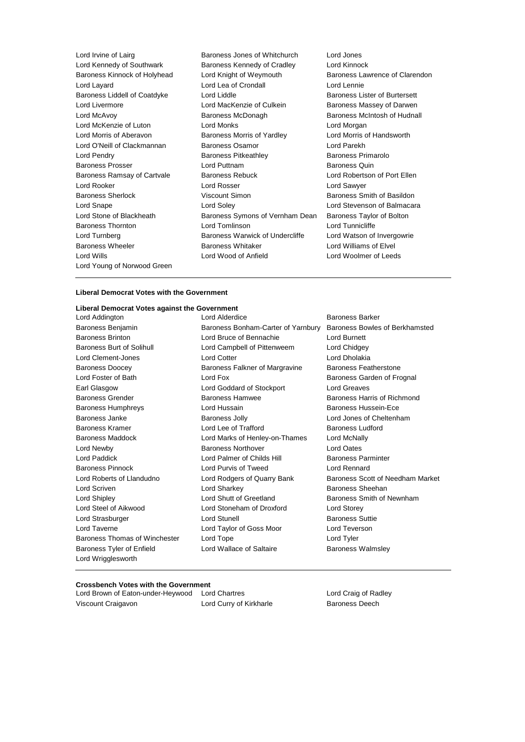Lord Irvine of Lairg
Baroness Jones of Whitchurch
Lord Jones
Lord Kennedy of Southwark
Baroness Kennedy of Cradley
Lord Kinnock
Baroness Kinnock of Holyhead
Lord Knight of Weymouth
Baroness Lawrence of Clarendon
Lord Layard
Lord Lea of Crondall
Lord Lennie
Baroness Liddell of Coatdyke
Lord Liddle
Baroness Lister of Burtersett
Lord Livermore
Lord MacKenzie of Culkein
Baroness Massey of Darwen
Lord McAvoy
Baroness McDonagh
Baroness McIntosh of Hudnall
Lord McKenzie of Luton
Lord Monks
Lord Morgan
Lord Morris of Aberavon
Baroness Morris of Yardley
Lord Morris of Handsworth
Lord O'Neill of Clackmannan
Baroness Osamor
Lord Parekh
Lord Pendry
Baroness Pitkeathley
Baroness Primarolo
Baroness Prosser
Lord Puttnam
Baroness Quin
Baroness Ramsay of Cartvale
Baroness Rebuck
Lord Robertson of Port Ellen
Lord Rooker
Lord Rosser
Lord Sawyer
Baroness Sherlock
Viscount Simon
Baroness Smith of Basildon
Lord Snape
Lord Soley
Lord Stevenson of Balmacara
Lord Stone of Blackheath
Baroness Symons of Vernham Dean
Baroness Taylor of Bolton
Baroness Thornton
Lord Tomlinson
Lord Tunnicliffe
Lord Turnberg
Baroness Warwick of Undercliffe
Lord Watson of Invergowrie
Baroness Wheeler
Baroness Whitaker
Lord Williams of Elvel
Lord Wills
Lord Wood of Anfield
Lord Woolmer of Leeds
Lord Young of Norwood Green

---

**Liberal Democrat Votes with the Government**

**Liberal Democrat Votes against the Government**

Lord Addington
Lord Alderdice
Baroness Barker
Baroness Benjamin
Baroness Bonham-Carter of Yarnbury
Baroness Bowles of Berkhamsted
Baroness Brinton
Lord Bruce of Bennachie
Lord Burnett
Baroness Burt of Solihull
Lord Campbell of Pittenweem
Lord Chidgey
Lord Clement-Jones
Lord Cotter
Lord Dholakia
Baroness Doocey
Baroness Falkner of Margravine
Baroness Featherstone
Lord Foster of Bath
Lord Fox
Baroness Garden of Frognal
Earl Glasgow
Lord Goddard of Stockport
Lord Greaves
Baroness Grender
Baroness Hamwee
Baroness Harris of Richmond
Baroness Humphreys
Lord Hussain
Baroness Hussein-Ece
Baroness Janke
Baroness Jolly
Lord Jones of Cheltenham
Baroness Kramer
Lord Lee of Trafford
Baroness Ludford
Baroness Maddock
Lord Marks of Henley-on-Thames
Lord McNally
Lord Newby
Baroness Northover
Lord Oates
Lord Paddick
Lord Palmer of Childs Hill
Baroness Parminter
Baroness Pinnock
Lord Purvis of Tweed
Lord Rennard
Lord Roberts of Llandudno
Lord Rodgers of Quarry Bank
Baroness Scott of Needham Market
Lord Scriven
Lord Sharkey
Baroness Sheehan
Lord Shipley
Lord Shutt of Greetland
Baroness Smith of Newnham
Lord Steel of Aikwood
Lord Stoneham of Droxford
Lord Storey
Lord Strasburger
Lord Stunell
Baroness Suttie
Lord Taverne
Lord Taylor of Goss Moor
Lord Teverson
Baroness Thomas of Winchester
Lord Tope
Lord Tyler
Baroness Tyler of Enfield
Lord Wallace of Saltaire
Baroness Walmsley
Lord Wrigglesworth

---

**Crossbench Votes with the Government**

Lord Brown of Eaton-under-Heywood
Lord Chartres
Lord Craig of Radley
Viscount Craigavon
Lord Curry of Kirkharle
Baroness Deech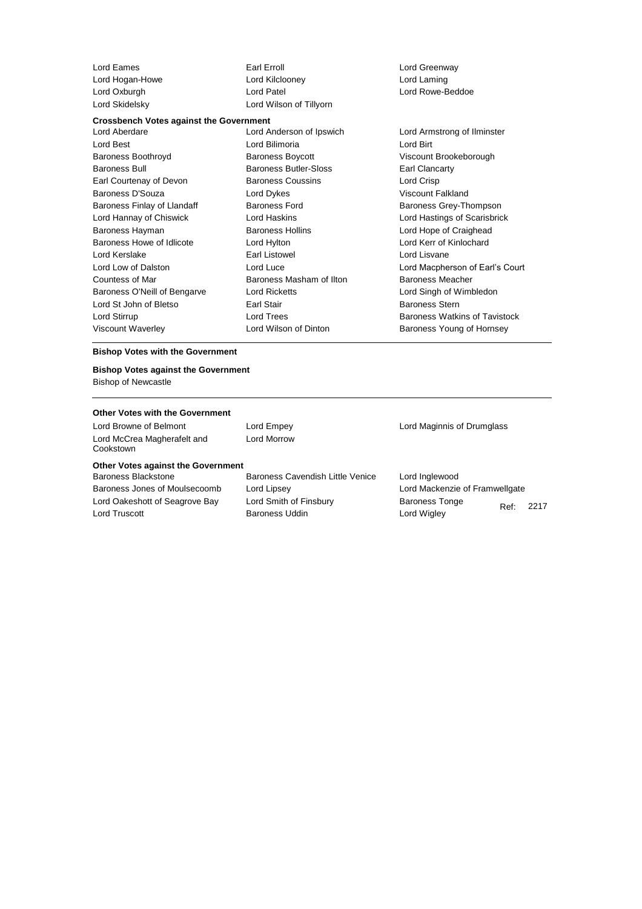Lord Eames | Earl Erroll | Lord Greenway
Lord Hogan-Howe | Lord Kilclooney | Lord Laming
Lord Oxburgh | Lord Patel | Lord Rowe-Beddoe
Lord Skidelsky | Lord Wilson of Tillyorn

**Crossbench Votes against the Government**

| | | |
|---|---|---|
| Lord Aberdare | Lord Anderson of Ipswich | Lord Armstrong of Ilminster |
| Lord Best | Lord Bilimoria | Lord Birt |
| Baroness Boothroyd | Baroness Boycott | Viscount Brookeborough |
| Baroness Bull | Baroness Butler-Sloss | Earl Clancarty |
| Earl Courtenay of Devon | Baroness Coussins | Lord Crisp |
| Baroness D'Souza | Lord Dykes | Viscount Falkland |
| Baroness Finlay of Llandaff | Baroness Ford | Baroness Grey-Thompson |
| Lord Hannay of Chiswick | Lord Haskins | Lord Hastings of Scarisbrick |
| Baroness Hayman | Baroness Hollins | Lord Hope of Craighead |
| Baroness Howe of Idlicote | Lord Hylton | Lord Kerr of Kinlochard |
| Lord Kerslake | Earl Listowel | Lord Lisvane |
| Lord Low of Dalston | Lord Luce | Lord Macpherson of Earl's Court |
| Countess of Mar | Baroness Masham of Ilton | Baroness Meacher |
| Baroness O'Neill of Bengarve | Lord Ricketts | Lord Singh of Wimbledon |
| Lord St John of Bletso | Earl Stair | Baroness Stern |
| Lord Stirrup | Lord Trees | Baroness Watkins of Tavistock |
| Viscount Waverley | Lord Wilson of Dinton | Baroness Young of Hornsey |

**Bishop Votes with the Government**

**Bishop Votes against the Government**

Bishop of Newcastle

**Other Votes with the Government**

| | | |
|---|---|---|
| Lord Browne of Belmont | Lord Empey | Lord Maginnis of Drumglass |
| Lord McCrea Magherafelt and Cookstown | Lord Morrow | |

**Other Votes against the Government**

| | | |
|---|---|---|
| Baroness Blackstone | Baroness Cavendish Little Venice | Lord Inglewood |
| Baroness Jones of Moulsecoomb | Lord Lipsey | Lord Mackenzie of Framwellgate |
| Lord Oakeshott of Seagrove Bay | Lord Smith of Finsbury | Baroness Tonge |
| Lord Truscott | Baroness Uddin | Lord Wigley |

Ref: 2217